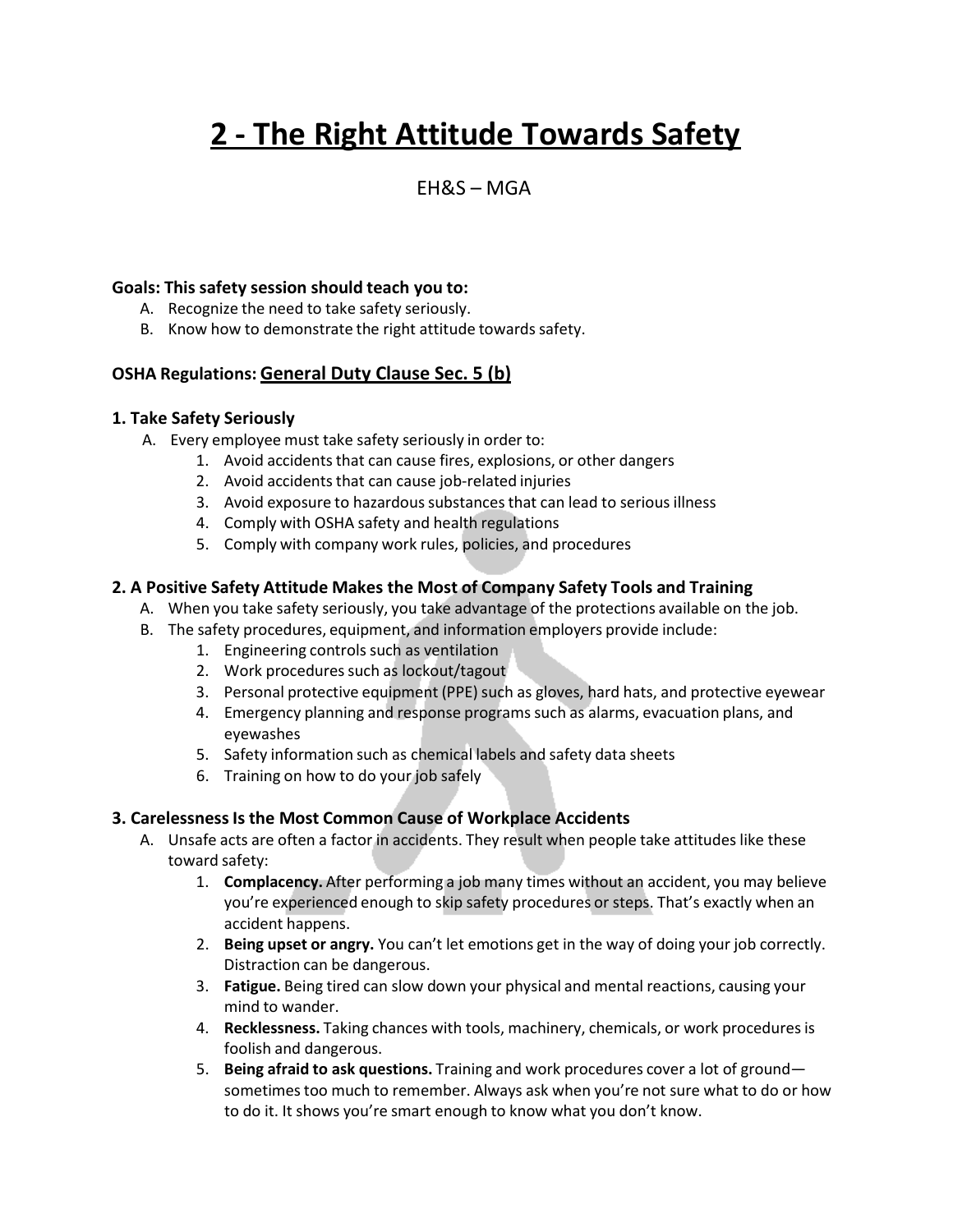# 2 - The Right Attitude Towards Safety

EH&S – MGA

**Goals: This safety session should teach you to:**

A. Recognize the need to take safety seriously.
B. Know how to demonstrate the right attitude towards safety.

**OSHA Regulations: General Duty Clause Sec. 5 (b)**

### 1. Take Safety Seriously

A. Every employee must take safety seriously in order to:
   1. Avoid accidents that can cause fires, explosions, or other dangers
   2. Avoid accidents that can cause job-related injuries
   3. Avoid exposure to hazardous substances that can lead to serious illness
   4. Comply with OSHA safety and health regulations
   5. Comply with company work rules, policies, and procedures

### 2. A Positive Safety Attitude Makes the Most of Company Safety Tools and Training

A. When you take safety seriously, you take advantage of the protections available on the job.
B. The safety procedures, equipment, and information employers provide include:
   1. Engineering controls such as ventilation
   2. Work procedures such as lockout/tagout
   3. Personal protective equipment (PPE) such as gloves, hard hats, and protective eyewear
   4. Emergency planning and response programs such as alarms, evacuation plans, and eyewashes
   5. Safety information such as chemical labels and safety data sheets
   6. Training on how to do your job safely

### 3. Carelessness Is the Most Common Cause of Workplace Accidents

A. Unsafe acts are often a factor in accidents. They result when people take attitudes like these toward safety:
   1. **Complacency.** After performing a job many times without an accident, you may believe you're experienced enough to skip safety procedures or steps. That's exactly when an accident happens.
   2. **Being upset or angry.** You can't let emotions get in the way of doing your job correctly. Distraction can be dangerous.
   3. **Fatigue.** Being tired can slow down your physical and mental reactions, causing your mind to wander.
   4. **Recklessness.** Taking chances with tools, machinery, chemicals, or work procedures is foolish and dangerous.
   5. **Being afraid to ask questions.** Training and work procedures cover a lot of ground—sometimes too much to remember. Always ask when you're not sure what to do or how to do it. It shows you're smart enough to know what you don't know.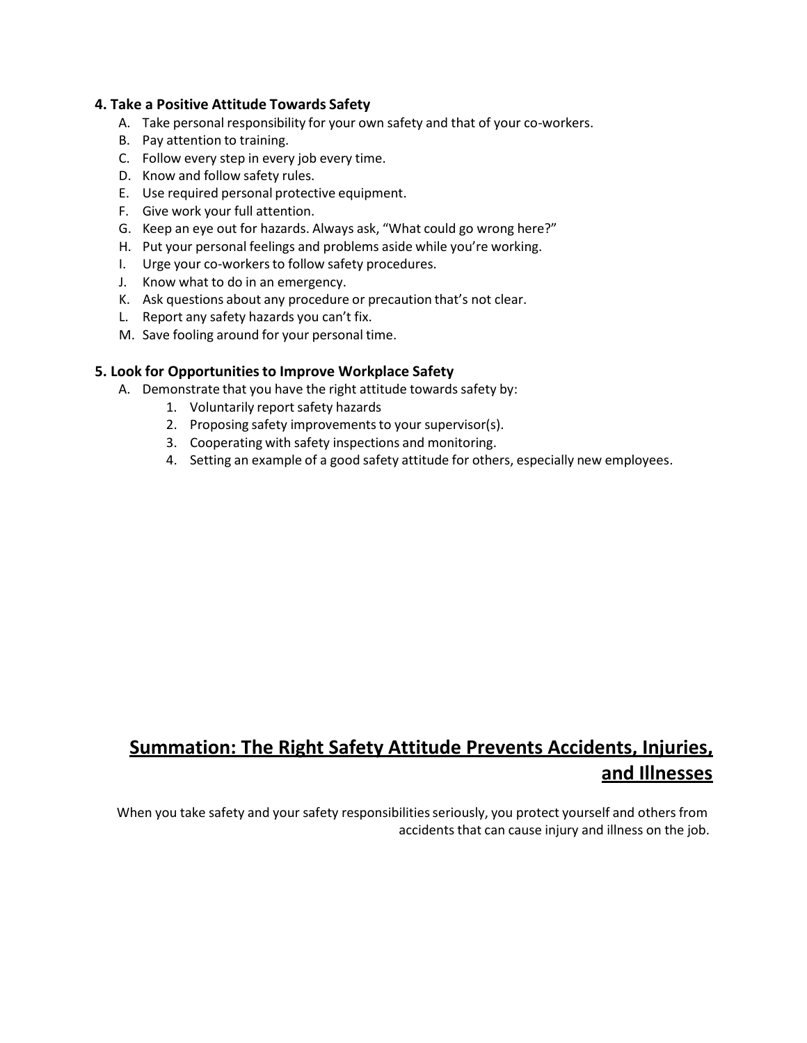### 4. Take a Positive Attitude Towards Safety

A. Take personal responsibility for your own safety and that of your co-workers.
B. Pay attention to training.
C. Follow every step in every job every time.
D. Know and follow safety rules.
E. Use required personal protective equipment.
F. Give work your full attention.
G. Keep an eye out for hazards. Always ask, "What could go wrong here?"
H. Put your personal feelings and problems aside while you're working.
I. Urge your co-workers to follow safety procedures.
J. Know what to do in an emergency.
K. Ask questions about any procedure or precaution that's not clear.
L. Report any safety hazards you can't fix.
M. Save fooling around for your personal time.

### 5. Look for Opportunities to Improve Workplace Safety

A. Demonstrate that you have the right attitude towards safety by:
   1. Voluntarily report safety hazards
   2. Proposing safety improvements to your supervisor(s).
   3. Cooperating with safety inspections and monitoring.
   4. Setting an example of a good safety attitude for others, especially new employees.

## Summation: The Right Safety Attitude Prevents Accidents, Injuries, and Illnesses

When you take safety and your safety responsibilities seriously, you protect yourself and others from accidents that can cause injury and illness on the job.